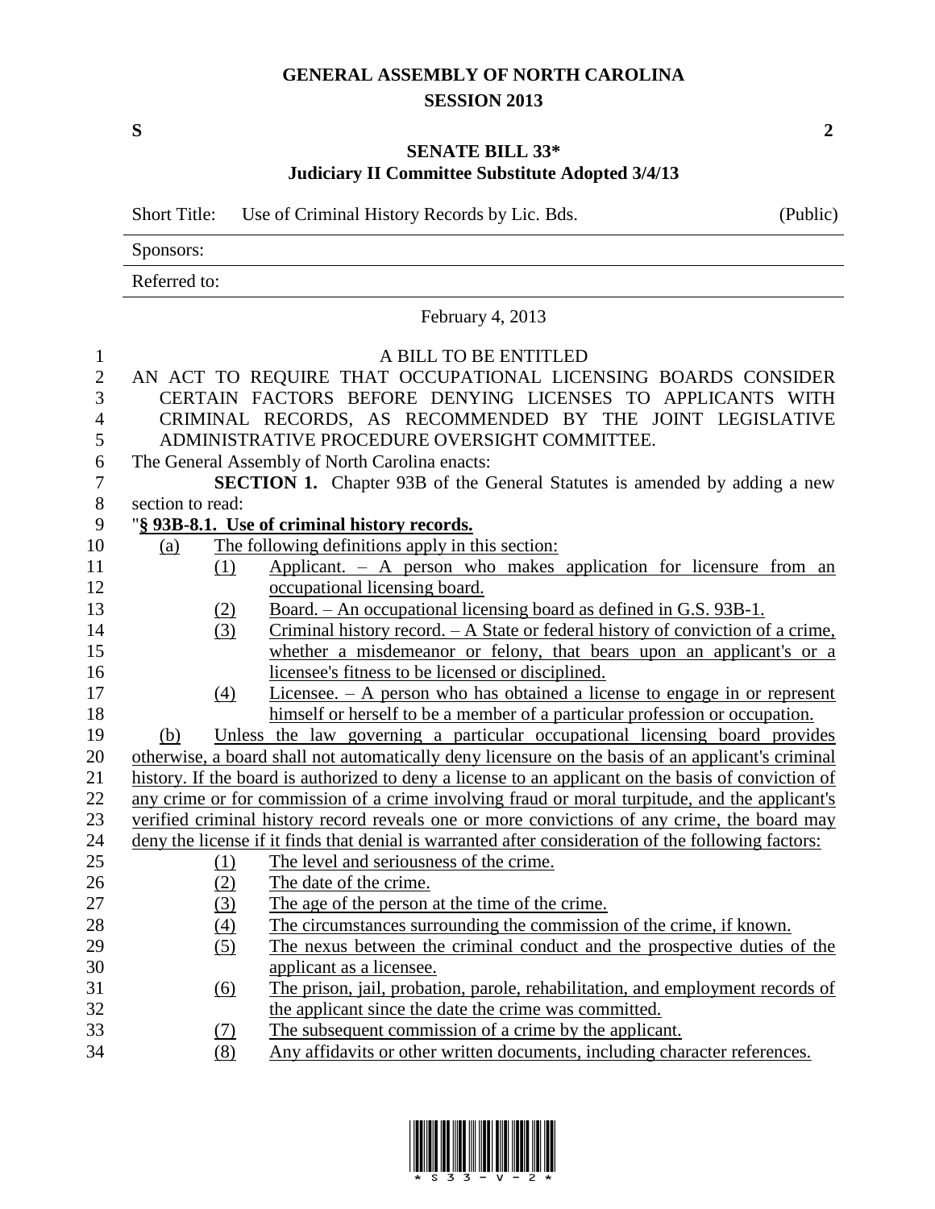# GENERAL ASSEMBLY OF NORTH CAROLINA
## SESSION 2013

**S** **2**

**SENATE BILL 33***
**Judiciary II Committee Substitute Adopted 3/4/13**

Short Title: Use of Criminal History Records by Lic. Bds. (Public)

Sponsors:

Referred to:

February 4, 2013

A BILL TO BE ENTITLED

AN ACT TO REQUIRE THAT OCCUPATIONAL LICENSING BOARDS CONSIDER CERTAIN FACTORS BEFORE DENYING LICENSES TO APPLICANTS WITH CRIMINAL RECORDS, AS RECOMMENDED BY THE JOINT LEGISLATIVE ADMINISTRATIVE PROCEDURE OVERSIGHT COMMITTEE.

The General Assembly of North Carolina enacts:

**SECTION 1.** Chapter 93B of the General Statutes is amended by adding a new section to read:

"**§ 93B-8.1. Use of criminal history records.**

(a) The following definitions apply in this section:

(1) Applicant. – A person who makes application for licensure from an occupational licensing board.

(2) Board. – An occupational licensing board as defined in G.S. 93B-1.

(3) Criminal history record. – A State or federal history of conviction of a crime, whether a misdemeanor or felony, that bears upon an applicant's or a licensee's fitness to be licensed or disciplined.

(4) Licensee. – A person who has obtained a license to engage in or represent himself or herself to be a member of a particular profession or occupation.

(b) Unless the law governing a particular occupational licensing board provides otherwise, a board shall not automatically deny licensure on the basis of an applicant's criminal history. If the board is authorized to deny a license to an applicant on the basis of conviction of any crime or for commission of a crime involving fraud or moral turpitude, and the applicant's verified criminal history record reveals one or more convictions of any crime, the board may deny the license if it finds that denial is warranted after consideration of the following factors:

(1) The level and seriousness of the crime.

(2) The date of the crime.

(3) The age of the person at the time of the crime.

(4) The circumstances surrounding the commission of the crime, if known.

(5) The nexus between the criminal conduct and the prospective duties of the applicant as a licensee.

(6) The prison, jail, probation, parole, rehabilitation, and employment records of the applicant since the date the crime was committed.

(7) The subsequent commission of a crime by the applicant.

(8) Any affidavits or other written documents, including character references.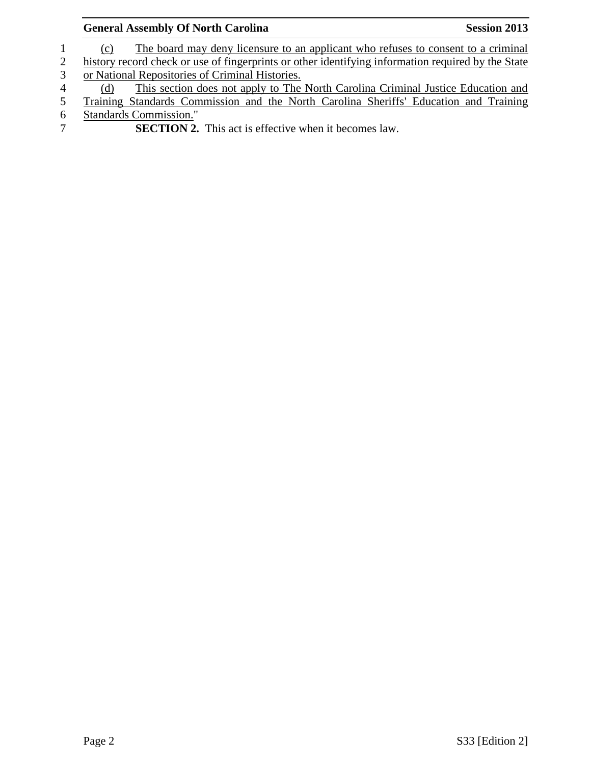(c) The board may deny licensure to an applicant who refuses to consent to a criminal history record check or use of fingerprints or other identifying information required by the State or National Repositories of Criminal Histories.

(d) This section does not apply to The North Carolina Criminal Justice Education and Training Standards Commission and the North Carolina Sheriffs' Education and Training Standards Commission."

**SECTION 2.** This act is effective when it becomes law.